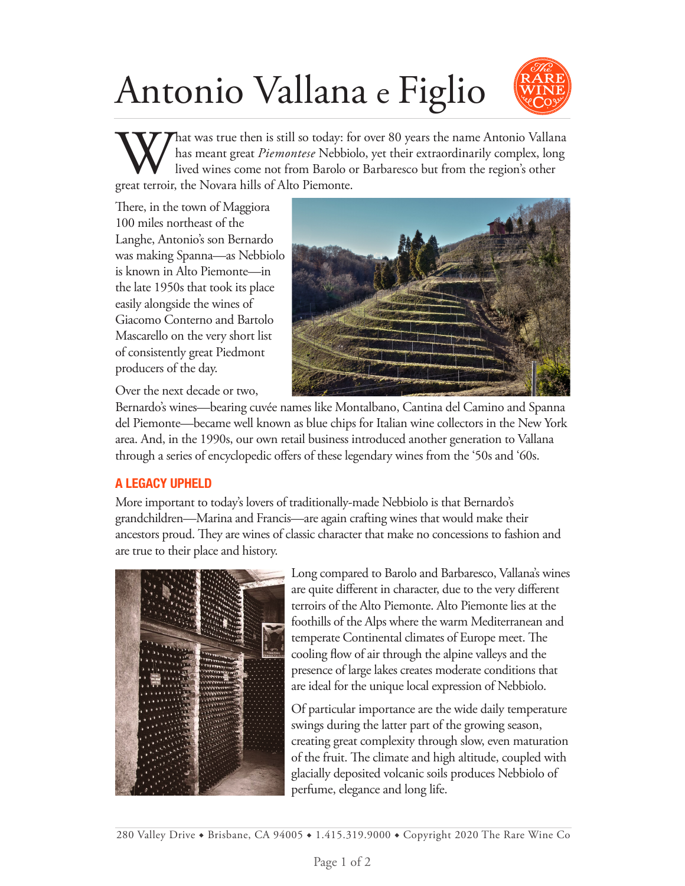# Antonio Vallana e Figlio

What was true then is still so today: for over 80 years the name Antonio Vallana has meant great *Piemontese* Nebbiolo, yet their extraordinarily complex, long lived wines come not from Barolo or Barbaresco but from the region's other great terroir, the Novara hills of Alto Piemonte.

There, in the town of Maggiora 100 miles northeast of the Langhe, Antonio's son Bernardo was making Spanna—as Nebbiolo is known in Alto Piemonte—in the late 1950s that took its place easily alongside the wines of Giacomo Conterno and Bartolo Mascarello on the very short list of consistently great Piedmont producers of the day.

Over the next decade or two, Bernardo's wines—bearing cuvée names like Montalbano, Cantina del Camino and Spanna del Piemonte—became well known as blue chips for Italian wine collectors in the New York area. And, in the 1990s, our own retail business introduced another generation to Vallana through a series of encyclopedic offers of these legendary wines from the '50s and '60s.

## A LEGACY UPHELD

More important to today's lovers of traditionally-made Nebbiolo is that Bernardo's grandchildren—Marina and Francis—are again crafting wines that would make their ancestors proud. They are wines of classic character that make no concessions to fashion and are true to their place and history.

Long compared to Barolo and Barbaresco, Vallana's wines are quite different in character, due to the very different terroirs of the Alto Piemonte. Alto Piemonte lies at the foothills of the Alps where the warm Mediterranean and temperate Continental climates of Europe meet. The cooling flow of air through the alpine valleys and the presence of large lakes creates moderate conditions that are ideal for the unique local expression of Nebbiolo.

Of particular importance are the wide daily temperature swings during the latter part of the growing season, creating great complexity through slow, even maturation of the fruit. The climate and high altitude, coupled with glacially deposited volcanic soils produces Nebbiolo of perfume, elegance and long life.

280 Valley Drive ◆ Brisbane, CA 94005 ◆ 1.415.319.9000 ◆ Copyright 2020 The Rare Wine Co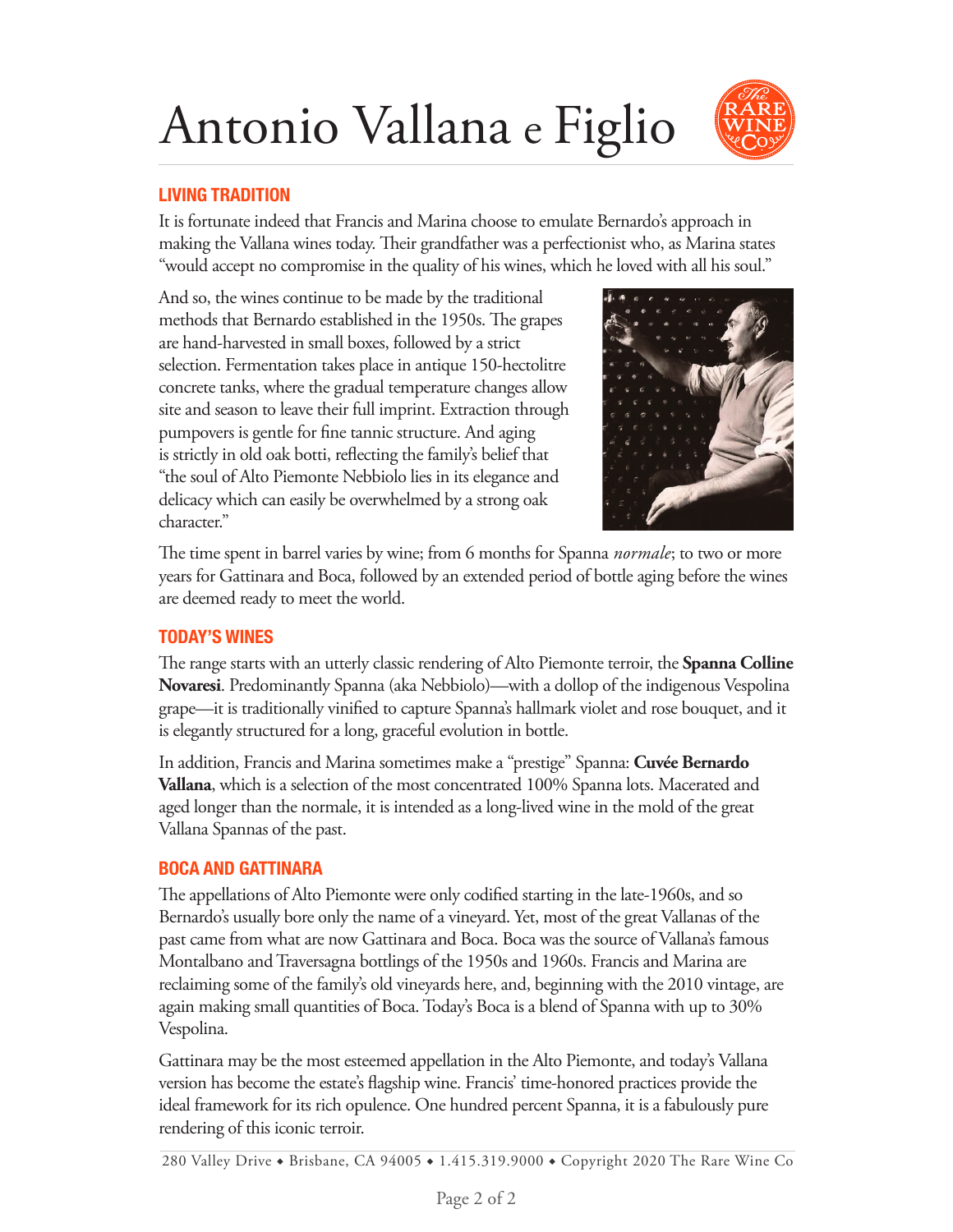# Antonio Vallana e Figlio

## LIVING TRADITION

It is fortunate indeed that Francis and Marina choose to emulate Bernardo's approach in making the Vallana wines today. Their grandfather was a perfectionist who, as Marina states "would accept no compromise in the quality of his wines, which he loved with all his soul."

And so, the wines continue to be made by the traditional methods that Bernardo established in the 1950s. The grapes are hand-harvested in small boxes, followed by a strict selection. Fermentation takes place in antique 150-hectolitre concrete tanks, where the gradual temperature changes allow site and season to leave their full imprint. Extraction through pumpovers is gentle for fine tannic structure. And aging is strictly in old oak botti, reflecting the family's belief that "the soul of Alto Piemonte Nebbiolo lies in its elegance and delicacy which can easily be overwhelmed by a strong oak character."

The time spent in barrel varies by wine; from 6 months for Spanna *normale*; to two or more years for Gattinara and Boca, followed by an extended period of bottle aging before the wines are deemed ready to meet the world.

## TODAY'S WINES

The range starts with an utterly classic rendering of Alto Piemonte terroir, the **Spanna Colline Novaresi**. Predominantly Spanna (aka Nebbiolo)—with a dollop of the indigenous Vespolina grape—it is traditionally vinified to capture Spanna's hallmark violet and rose bouquet, and it is elegantly structured for a long, graceful evolution in bottle.

In addition, Francis and Marina sometimes make a "prestige" Spanna: **Cuvée Bernardo Vallana**, which is a selection of the most concentrated 100% Spanna lots. Macerated and aged longer than the normale, it is intended as a long-lived wine in the mold of the great Vallana Spannas of the past.

## BOCA AND GATTINARA

The appellations of Alto Piemonte were only codified starting in the late-1960s, and so Bernardo's usually bore only the name of a vineyard. Yet, most of the great Vallanas of the past came from what are now Gattinara and Boca. Boca was the source of Vallana's famous Montalbano and Traversagna bottlings of the 1950s and 1960s. Francis and Marina are reclaiming some of the family's old vineyards here, and, beginning with the 2010 vintage, are again making small quantities of Boca. Today's Boca is a blend of Spanna with up to 30% Vespolina.

Gattinara may be the most esteemed appellation in the Alto Piemonte, and today's Vallana version has become the estate's flagship wine. Francis' time-honored practices provide the ideal framework for its rich opulence. One hundred percent Spanna, it is a fabulously pure rendering of this iconic terroir.

280 Valley Drive ◆ Brisbane, CA 94005 ◆ 1.415.319.9000 ◆ Copyright 2020 The Rare Wine Co